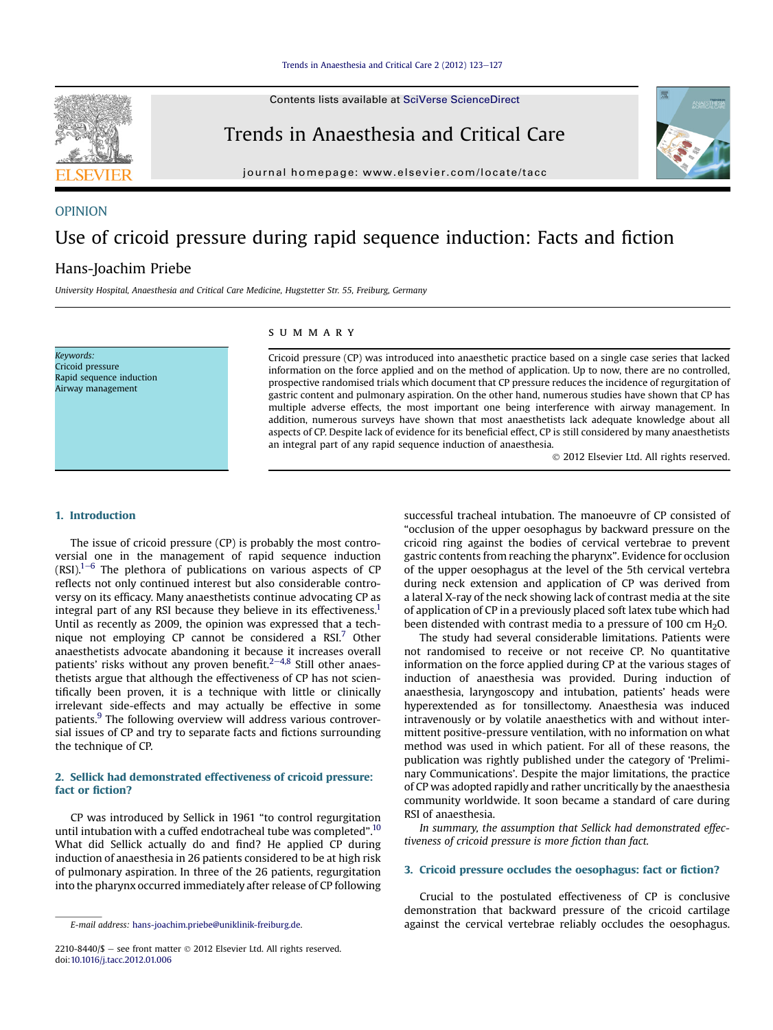OPINION

# Use of cricoid pressure during rapid sequence induction: Facts and fiction

Hans-Joachim Priebe

*University Hospital, Anaesthesia and Critical Care Medicine, Hugstetter Str. 55, Freiburg, Germany*

*Keywords:*
Cricoid pressure
Rapid sequence induction
Airway management

## SUMMARY

Cricoid pressure (CP) was introduced into anaesthetic practice based on a single case series that lacked information on the force applied and on the method of application. Up to now, there are no controlled, prospective randomised trials which document that CP pressure reduces the incidence of regurgitation of gastric content and pulmonary aspiration. On the other hand, numerous studies have shown that CP has multiple adverse effects, the most important one being interference with airway management. In addition, numerous surveys have shown that most anaesthetists lack adequate knowledge about all aspects of CP. Despite lack of evidence for its beneficial effect, CP is still considered by many anaesthetists an integral part of any rapid sequence induction of anaesthesia.

© 2012 Elsevier Ltd. All rights reserved.

## 1. Introduction

The issue of cricoid pressure (CP) is probably the most controversial one in the management of rapid sequence induction (RSI).[1–6] The plethora of publications on various aspects of CP reflects not only continued interest but also considerable controversy on its efficacy. Many anaesthetists continue advocating CP as integral part of any RSI because they believe in its effectiveness.[1] Until as recently as 2009, the opinion was expressed that a technique not employing CP cannot be considered a RSI.[7] Other anaesthetists advocate abandoning it because it increases overall patients' risks without any proven benefit.[2–4,8] Still other anaesthetists argue that although the effectiveness of CP has not scientifically been proven, it is a technique with little or clinically irrelevant side-effects and may actually be effective in some patients.[9] The following overview will address various controversial issues of CP and try to separate facts and fictions surrounding the technique of CP.

## 2. Sellick had demonstrated effectiveness of cricoid pressure: fact or fiction?

CP was introduced by Sellick in 1961 "to control regurgitation until intubation with a cuffed endotracheal tube was completed".[10] What did Sellick actually do and find? He applied CP during induction of anaesthesia in 26 patients considered to be at high risk of pulmonary aspiration. In three of the 26 patients, regurgitation into the pharynx occurred immediately after release of CP following successful tracheal intubation. The manoeuvre of CP consisted of "occlusion of the upper oesophagus by backward pressure on the cricoid ring against the bodies of cervical vertebrae to prevent gastric contents from reaching the pharynx". Evidence for occlusion of the upper oesophagus at the level of the 5th cervical vertebra during neck extension and application of CP was derived from a lateral X-ray of the neck showing lack of contrast media at the site of application of CP in a previously placed soft latex tube which had been distended with contrast media to a pressure of 100 cm $H_2O$.

The study had several considerable limitations. Patients were not randomised to receive or not receive CP. No quantitative information on the force applied during CP at the various stages of induction of anaesthesia was provided. During induction of anaesthesia, laryngoscopy and intubation, patients' heads were hyperextended as for tonsillectomy. Anaesthesia was induced intravenously or by volatile anaesthetics with and without intermittent positive-pressure ventilation, with no information on what method was used in which patient. For all of these reasons, the publication was rightly published under the category of 'Preliminary Communications'. Despite the major limitations, the practice of CP was adopted rapidly and rather uncritically by the anaesthesia community worldwide. It soon became a standard of care during RSI of anaesthesia.

*In summary, the assumption that Sellick had demonstrated effectiveness of cricoid pressure is more fiction than fact.*

## 3. Cricoid pressure occludes the oesophagus: fact or fiction?

Crucial to the postulated effectiveness of CP is conclusive demonstration that backward pressure of the cricoid cartilage against the cervical vertebrae reliably occludes the oesophagus.

E-mail address: hans-joachim.priebe@uniklinik-freiburg.de.

2210-8440/$ – see front matter © 2012 Elsevier Ltd. All rights reserved.
doi:10.1016/j.tacc.2012.01.006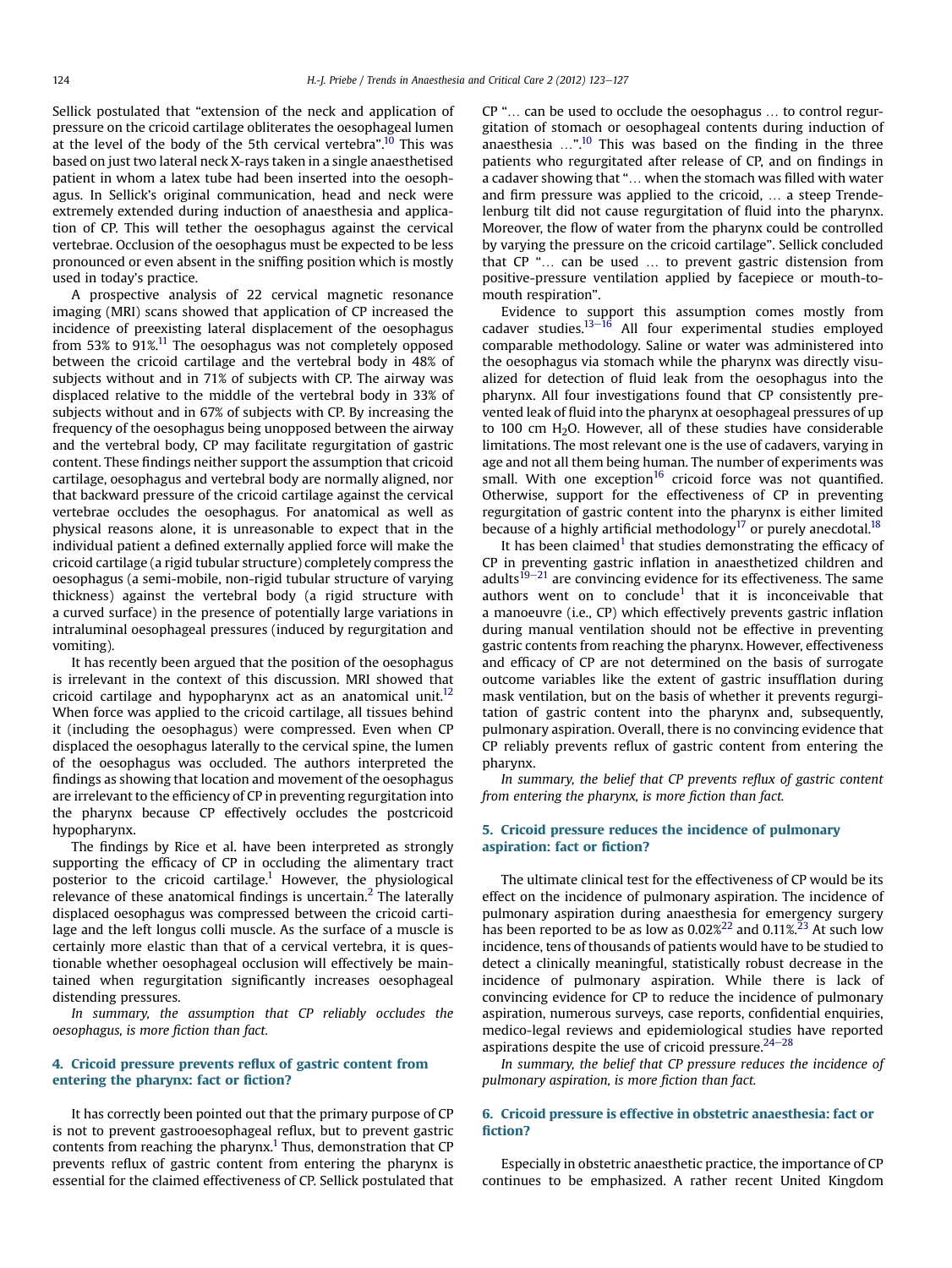Sellick postulated that "extension of the neck and application of pressure on the cricoid cartilage obliterates the oesophageal lumen at the level of the body of the 5th cervical vertebra".[10] This was based on just two lateral neck X-rays taken in a single anaesthetised patient in whom a latex tube had been inserted into the oesophagus. In Sellick's original communication, head and neck were extremely extended during induction of anaesthesia and application of CP. This will tether the oesophagus against the cervical vertebrae. Occlusion of the oesophagus must be expected to be less pronounced or even absent in the sniffing position which is mostly used in today's practice.

A prospective analysis of 22 cervical magnetic resonance imaging (MRI) scans showed that application of CP increased the incidence of preexisting lateral displacement of the oesophagus from 53% to 91%.[11] The oesophagus was not completely opposed between the cricoid cartilage and the vertebral body in 48% of subjects without and in 71% of subjects with CP. The airway was displaced relative to the middle of the vertebral body in 33% of subjects without and in 67% of subjects with CP. By increasing the frequency of the oesophagus being unopposed between the airway and the vertebral body, CP may facilitate regurgitation of gastric content. These findings neither support the assumption that cricoid cartilage, oesophagus and vertebral body are normally aligned, nor that backward pressure of the cricoid cartilage against the cervical vertebrae occludes the oesophagus. For anatomical as well as physical reasons alone, it is unreasonable to expect that in the individual patient a defined externally applied force will make the cricoid cartilage (a rigid tubular structure) completely compress the oesophagus (a semi-mobile, non-rigid tubular structure of varying thickness) against the vertebral body (a rigid structure with a curved surface) in the presence of potentially large variations in intraluminal oesophageal pressures (induced by regurgitation and vomiting).

It has recently been argued that the position of the oesophagus is irrelevant in the context of this discussion. MRI showed that cricoid cartilage and hypopharynx act as an anatomical unit.[12] When force was applied to the cricoid cartilage, all tissues behind it (including the oesophagus) were compressed. Even when CP displaced the oesophagus laterally to the cervical spine, the lumen of the oesophagus was occluded. The authors interpreted the findings as showing that location and movement of the oesophagus are irrelevant to the efficiency of CP in preventing regurgitation into the pharynx because CP effectively occludes the postcricoid hypopharynx.

The findings by Rice et al. have been interpreted as strongly supporting the efficacy of CP in occluding the alimentary tract posterior to the cricoid cartilage.[1] However, the physiological relevance of these anatomical findings is uncertain.[2] The laterally displaced oesophagus was compressed between the cricoid cartilage and the left longus colli muscle. As the surface of a muscle is certainly more elastic than that of a cervical vertebra, it is questionable whether oesophageal occlusion will effectively be maintained when regurgitation significantly increases oesophageal distending pressures.

*In summary, the assumption that CP reliably occludes the oesophagus, is more fiction than fact.*

## 4. Cricoid pressure prevents reflux of gastric content from entering the pharynx: fact or fiction?

It has correctly been pointed out that the primary purpose of CP is not to prevent gastrooesophageal reflux, but to prevent gastric contents from reaching the pharynx.[1] Thus, demonstration that CP prevents reflux of gastric content from entering the pharynx is essential for the claimed effectiveness of CP. Sellick postulated that CP "... can be used to occlude the oesophagus ... to control regurgitation of stomach or oesophageal contents during induction of anaesthesia ...".[10] This was based on the finding in the three patients who regurgitated after release of CP, and on findings in a cadaver showing that "... when the stomach was filled with water and firm pressure was applied to the cricoid, ... a steep Trendelenburg tilt did not cause regurgitation of fluid into the pharynx. Moreover, the flow of water from the pharynx could be controlled by varying the pressure on the cricoid cartilage". Sellick concluded that CP "... can be used ... to prevent gastric distension from positive-pressure ventilation applied by facepiece or mouth-to-mouth respiration".

Evidence to support this assumption comes mostly from cadaver studies.[13–16] All four experimental studies employed comparable methodology. Saline or water was administered into the oesophagus via stomach while the pharynx was directly visualized for detection of fluid leak from the oesophagus into the pharynx. All four investigations found that CP consistently prevented leak of fluid into the pharynx at oesophageal pressures of up to 100 cm $H_2O$. However, all of these studies have considerable limitations. The most relevant one is the use of cadavers, varying in age and not all them being human. The number of experiments was small. With one exception[16] cricoid force was not quantified. Otherwise, support for the effectiveness of CP in preventing regurgitation of gastric content into the pharynx is either limited because of a highly artificial methodology[17] or purely anecdotal.[18]

It has been claimed[1] that studies demonstrating the efficacy of CP in preventing gastric inflation in anaesthetized children and adults[19–21] are convincing evidence for its effectiveness. The same authors went on to conclude[1] that it is inconceivable that a manoeuvre (i.e., CP) which effectively prevents gastric inflation during manual ventilation should not be effective in preventing gastric contents from reaching the pharynx. However, effectiveness and efficacy of CP are not determined on the basis of surrogate outcome variables like the extent of gastric insufflation during mask ventilation, but on the basis of whether it prevents regurgitation of gastric content into the pharynx and, subsequently, pulmonary aspiration. Overall, there is no convincing evidence that CP reliably prevents reflux of gastric content from entering the pharynx.

*In summary, the belief that CP prevents reflux of gastric content from entering the pharynx, is more fiction than fact.*

## 5. Cricoid pressure reduces the incidence of pulmonary aspiration: fact or fiction?

The ultimate clinical test for the effectiveness of CP would be its effect on the incidence of pulmonary aspiration. The incidence of pulmonary aspiration during anaesthesia for emergency surgery has been reported to be as low as 0.02%[22] and 0.11%.[23] At such low incidence, tens of thousands of patients would have to be studied to detect a clinically meaningful, statistically robust decrease in the incidence of pulmonary aspiration. While there is lack of convincing evidence for CP to reduce the incidence of pulmonary aspiration, numerous surveys, case reports, confidential enquiries, medico-legal reviews and epidemiological studies have reported aspirations despite the use of cricoid pressure.[24–28]

*In summary, the belief that CP pressure reduces the incidence of pulmonary aspiration, is more fiction than fact.*

## 6. Cricoid pressure is effective in obstetric anaesthesia: fact or fiction?

Especially in obstetric anaesthetic practice, the importance of CP continues to be emphasized. A rather recent United Kingdom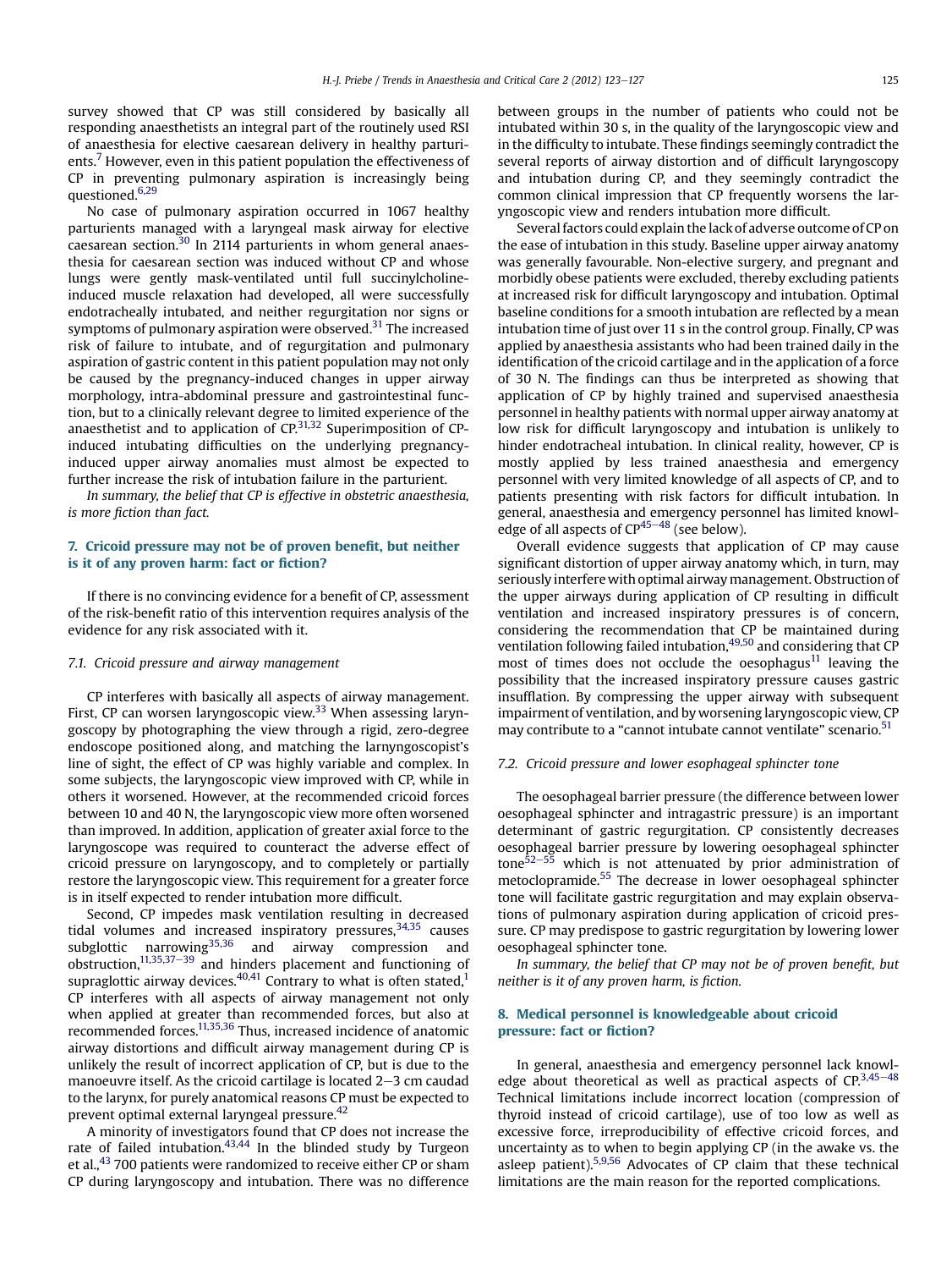survey showed that CP was still considered by basically all responding anaesthetists an integral part of the routinely used RSI of anaesthesia for elective caesarean delivery in healthy parturients.[7] However, even in this patient population the effectiveness of CP in preventing pulmonary aspiration is increasingly being questioned.[6,29]

No case of pulmonary aspiration occurred in 1067 healthy parturients managed with a laryngeal mask airway for elective caesarean section.[30] In 2114 parturients in whom general anaesthesia for caesarean section was induced without CP and whose lungs were gently mask-ventilated until full succinylcholine-induced muscle relaxation had developed, all were successfully endotracheally intubated, and neither regurgitation nor signs or symptoms of pulmonary aspiration were observed.[31] The increased risk of failure to intubate, and of regurgitation and pulmonary aspiration of gastric content in this patient population may not only be caused by the pregnancy-induced changes in upper airway morphology, intra-abdominal pressure and gastrointestinal function, but to a clinically relevant degree to limited experience of the anaesthetist and to application of CP.[31,32] Superimposition of CP-induced intubating difficulties on the underlying pregnancy-induced upper airway anomalies must almost be expected to further increase the risk of intubation failure in the parturient.

*In summary, the belief that CP is effective in obstetric anaesthesia, is more fiction than fact.*

## 7. Cricoid pressure may not be of proven benefit, but neither is it of any proven harm: fact or fiction?

If there is no convincing evidence for a benefit of CP, assessment of the risk-benefit ratio of this intervention requires analysis of the evidence for any risk associated with it.

### 7.1. Cricoid pressure and airway management

CP interferes with basically all aspects of airway management. First, CP can worsen laryngoscopic view.[33] When assessing laryngoscopy by photographing the view through a rigid, zero-degree endoscope positioned along, and matching the larnyngoscopist's line of sight, the effect of CP was highly variable and complex. In some subjects, the laryngoscopic view improved with CP, while in others it worsened. However, at the recommended cricoid forces between 10 and 40 N, the laryngoscopic view more often worsened than improved. In addition, application of greater axial force to the laryngoscope was required to counteract the adverse effect of cricoid pressure on laryngoscopy, and to completely or partially restore the laryngoscopic view. This requirement for a greater force is in itself expected to render intubation more difficult.

Second, CP impedes mask ventilation resulting in decreased tidal volumes and increased inspiratory pressures,[34,35] causes subglottic narrowing[35,36] and airway compression and obstruction,[11,35,37–39] and hinders placement and functioning of supraglottic airway devices.[40,41] Contrary to what is often stated,[1] CP interferes with all aspects of airway management not only when applied at greater than recommended forces, but also at recommended forces.[11,35,36] Thus, increased incidence of anatomic airway distortions and difficult airway management during CP is unlikely the result of incorrect application of CP, but is due to the manoeuvre itself. As the cricoid cartilage is located 2–3 cm caudad to the larynx, for purely anatomical reasons CP must be expected to prevent optimal external laryngeal pressure.[42]

A minority of investigators found that CP does not increase the rate of failed intubation.[43,44] In the blinded study by Turgeon et al.,[43] 700 patients were randomized to receive either CP or sham CP during laryngoscopy and intubation. There was no difference between groups in the number of patients who could not be intubated within 30 s, in the quality of the laryngoscopic view and in the difficulty to intubate. These findings seemingly contradict the several reports of airway distortion and of difficult laryngoscopy and intubation during CP, and they seemingly contradict the common clinical impression that CP frequently worsens the laryngoscopic view and renders intubation more difficult.

Several factors could explain the lack of adverse outcome of CP on the ease of intubation in this study. Baseline upper airway anatomy was generally favourable. Non-elective surgery, and pregnant and morbidly obese patients were excluded, thereby excluding patients at increased risk for difficult laryngoscopy and intubation. Optimal baseline conditions for a smooth intubation are reflected by a mean intubation time of just over 11 s in the control group. Finally, CP was applied by anaesthesia assistants who had been trained daily in the identification of the cricoid cartilage and in the application of a force of 30 N. The findings can thus be interpreted as showing that application of CP by highly trained and supervised anaesthesia personnel in healthy patients with normal upper airway anatomy at low risk for difficult laryngoscopy and intubation is unlikely to hinder endotracheal intubation. In clinical reality, however, CP is mostly applied by less trained anaesthesia and emergency personnel with very limited knowledge of all aspects of CP, and to patients presenting with risk factors for difficult intubation. In general, anaesthesia and emergency personnel has limited knowledge of all aspects of CP[45–48] (see below).

Overall evidence suggests that application of CP may cause significant distortion of upper airway anatomy which, in turn, may seriously interfere with optimal airway management. Obstruction of the upper airways during application of CP resulting in difficult ventilation and increased inspiratory pressures is of concern, considering the recommendation that CP be maintained during ventilation following failed intubation,[49,50] and considering that CP most of times does not occlude the oesophagus[11] leaving the possibility that the increased inspiratory pressure causes gastric insufflation. By compressing the upper airway with subsequent impairment of ventilation, and by worsening laryngoscopic view, CP may contribute to a "cannot intubate cannot ventilate" scenario.[51]

### 7.2. Cricoid pressure and lower esophageal sphincter tone

The oesophageal barrier pressure (the difference between lower oesophageal sphincter and intragastric pressure) is an important determinant of gastric regurgitation. CP consistently decreases oesophageal barrier pressure by lowering oesophageal sphincter tone[52–55] which is not attenuated by prior administration of metoclopramide.[55] The decrease in lower oesophageal sphincter tone will facilitate gastric regurgitation and may explain observations of pulmonary aspiration during application of cricoid pressure. CP may predispose to gastric regurgitation by lowering lower oesophageal sphincter tone.

*In summary, the belief that CP may not be of proven benefit, but neither is it of any proven harm, is fiction.*

## 8. Medical personnel is knowledgeable about cricoid pressure: fact or fiction?

In general, anaesthesia and emergency personnel lack knowledge about theoretical as well as practical aspects of CP.[3,45–48] Technical limitations include incorrect location (compression of thyroid instead of cricoid cartilage), use of too low as well as excessive force, irreproducibility of effective cricoid forces, and uncertainty as to when to begin applying CP (in the awake vs. the asleep patient).[5,9,56] Advocates of CP claim that these technical limitations are the main reason for the reported complications.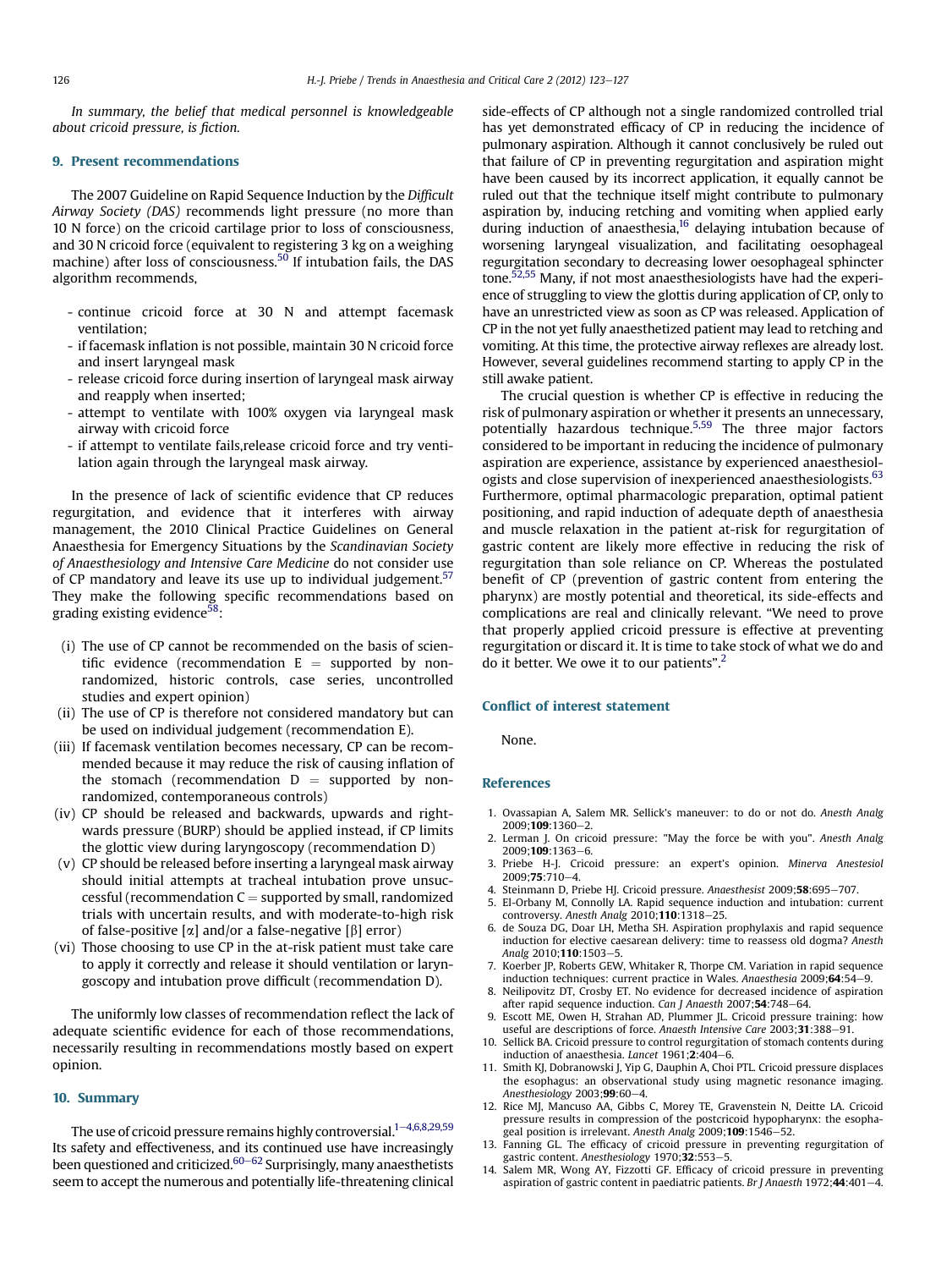*In summary, the belief that medical personnel is knowledgeable about cricoid pressure, is fiction.*

## 9. Present recommendations

The 2007 Guideline on Rapid Sequence Induction by the *Difficult Airway Society (DAS)* recommends light pressure (no more than 10 N force) on the cricoid cartilage prior to loss of consciousness, and 30 N cricoid force (equivalent to registering 3 kg on a weighing machine) after loss of consciousness.[50] If intubation fails, the DAS algorithm recommends,

- continue cricoid force at 30 N and attempt facemask ventilation;
- if facemask inflation is not possible, maintain 30 N cricoid force and insert laryngeal mask
- release cricoid force during insertion of laryngeal mask airway and reapply when inserted;
- attempt to ventilate with 100% oxygen via laryngeal mask airway with cricoid force
- if attempt to ventilate fails,release cricoid force and try ventilation again through the laryngeal mask airway.

In the presence of lack of scientific evidence that CP reduces regurgitation, and evidence that it interferes with airway management, the 2010 Clinical Practice Guidelines on General Anaesthesia for Emergency Situations by the *Scandinavian Society of Anaesthesiology and Intensive Care Medicine* do not consider use of CP mandatory and leave its use up to individual judgement.[57] They make the following specific recommendations based on grading existing evidence[58]:

(i) The use of CP cannot be recommended on the basis of scientific evidence (recommendation E = supported by non-randomized, historic controls, case series, uncontrolled studies and expert opinion)
(ii) The use of CP is therefore not considered mandatory but can be used on individual judgement (recommendation E).
(iii) If facemask ventilation becomes necessary, CP can be recommended because it may reduce the risk of causing inflation of the stomach (recommendation D = supported by non-randomized, contemporaneous controls)
(iv) CP should be released and backwards, upwards and rightwards pressure (BURP) should be applied instead, if CP limits the glottic view during laryngoscopy (recommendation D)
(v) CP should be released before inserting a laryngeal mask airway should initial attempts at tracheal intubation prove unsuccessful (recommendation C = supported by small, randomized trials with uncertain results, and with moderate-to-high risk of false-positive [$\alpha$] and/or a false-negative [$\beta$] error)
(vi) Those choosing to use CP in the at-risk patient must take care to apply it correctly and release it should ventilation or laryngoscopy and intubation prove difficult (recommendation D).

The uniformly low classes of recommendation reflect the lack of adequate scientific evidence for each of those recommendations, necessarily resulting in recommendations mostly based on expert opinion.

## 10. Summary

The use of cricoid pressure remains highly controversial.[1–4,6,8,29,59] Its safety and effectiveness, and its continued use have increasingly been questioned and criticized.[60–62] Surprisingly, many anaesthetists seem to accept the numerous and potentially life-threatening clinical side-effects of CP although not a single randomized controlled trial has yet demonstrated efficacy of CP in reducing the incidence of pulmonary aspiration. Although it cannot conclusively be ruled out that failure of CP in preventing regurgitation and aspiration might have been caused by its incorrect application, it equally cannot be ruled out that the technique itself might contribute to pulmonary aspiration by, inducing retching and vomiting when applied early during induction of anaesthesia,[16] delaying intubation because of worsening laryngeal visualization, and facilitating oesophageal regurgitation secondary to decreasing lower oesophageal sphincter tone.[52,55] Many, if not most anaesthesiologists have had the experience of struggling to view the glottis during application of CP, only to have an unrestricted view as soon as CP was released. Application of CP in the not yet fully anaesthetized patient may lead to retching and vomiting. At this time, the protective airway reflexes are already lost. However, several guidelines recommend starting to apply CP in the still awake patient.

The crucial question is whether CP is effective in reducing the risk of pulmonary aspiration or whether it presents an unnecessary, potentially hazardous technique.[5,59] The three major factors considered to be important in reducing the incidence of pulmonary aspiration are experience, assistance by experienced anaesthesiologists and close supervision of inexperienced anaesthesiologists.[63] Furthermore, optimal pharmacologic preparation, optimal patient positioning, and rapid induction of adequate depth of anaesthesia and muscle relaxation in the patient at-risk for regurgitation of gastric content are likely more effective in reducing the risk of regurgitation than sole reliance on CP. Whereas the postulated benefit of CP (prevention of gastric content from entering the pharynx) are mostly potential and theoretical, its side-effects and complications are real and clinically relevant. "We need to prove that properly applied cricoid pressure is effective at preventing regurgitation or discard it. It is time to take stock of what we do and do it better. We owe it to our patients".[2]

## Conflict of interest statement

None.

## References

1. Ovassapian A, Salem MR. Sellick's maneuver: to do or not do. *Anesth Analg* 2009;**109**:1360–2.
2. Lerman J. On cricoid pressure: "May the force be with you". *Anesth Analg* 2009;**109**:1363–6.
3. Priebe H-J. Cricoid pressure: an expert's opinion. *Minerva Anestesiol* 2009;**75**:710–4.
4. Steinmann D, Priebe HJ. Cricoid pressure. *Anaesthesist* 2009;**58**:695–707.
5. El-Orbany M, Connolly LA. Rapid sequence induction and intubation: current controversy. *Anesth Analg* 2010;**110**:1318–25.
6. de Souza DG, Doar LH, Metha SH. Aspiration prophylaxis and rapid sequence induction for elective caesarean delivery: time to reassess old dogma? *Anesth Analg* 2010;**110**:1503–5.
7. Koerber JP, Roberts GEW, Whitaker R, Thorpe CM. Variation in rapid sequence induction techniques: current practice in Wales. *Anaesthesia* 2009;**64**:54–9.
8. Neilipovitz DT, Crosby ET. No evidence for decreased incidence of aspiration after rapid sequence induction. *Can J Anaesth* 2007;**54**:748–64.
9. Escott ME, Owen H, Strahan AD, Plummer JL. Cricoid pressure training: how useful are descriptions of force. *Anaesth Intensive Care* 2003;**31**:388–91.
10. Sellick BA. Cricoid pressure to control regurgitation of stomach contents during induction of anaesthesia. *Lancet* 1961;**2**:404–6.
11. Smith KJ, Dobranowski J, Yip G, Dauphin A, Choi PTL. Cricoid pressure displaces the esophagus: an observational study using magnetic resonance imaging. *Anesthesiology* 2003;**99**:60–4.
12. Rice MJ, Mancuso AA, Gibbs C, Morey TE, Gravenstein N, Deitte LA. Cricoid pressure results in compression of the postcricoid hypopharynx: the esophageal position is irrelevant. *Anesth Analg* 2009;**109**:1546–52.
13. Fanning GL. The efficacy of cricoid pressure in preventing regurgitation of gastric content. *Anesthesiology* 1970;**32**:553–5.
14. Salem MR, Wong AY, Fizzotti GF. Efficacy of cricoid pressure in preventing aspiration of gastric content in paediatric patients. *Br J Anaesth* 1972;**44**:401–4.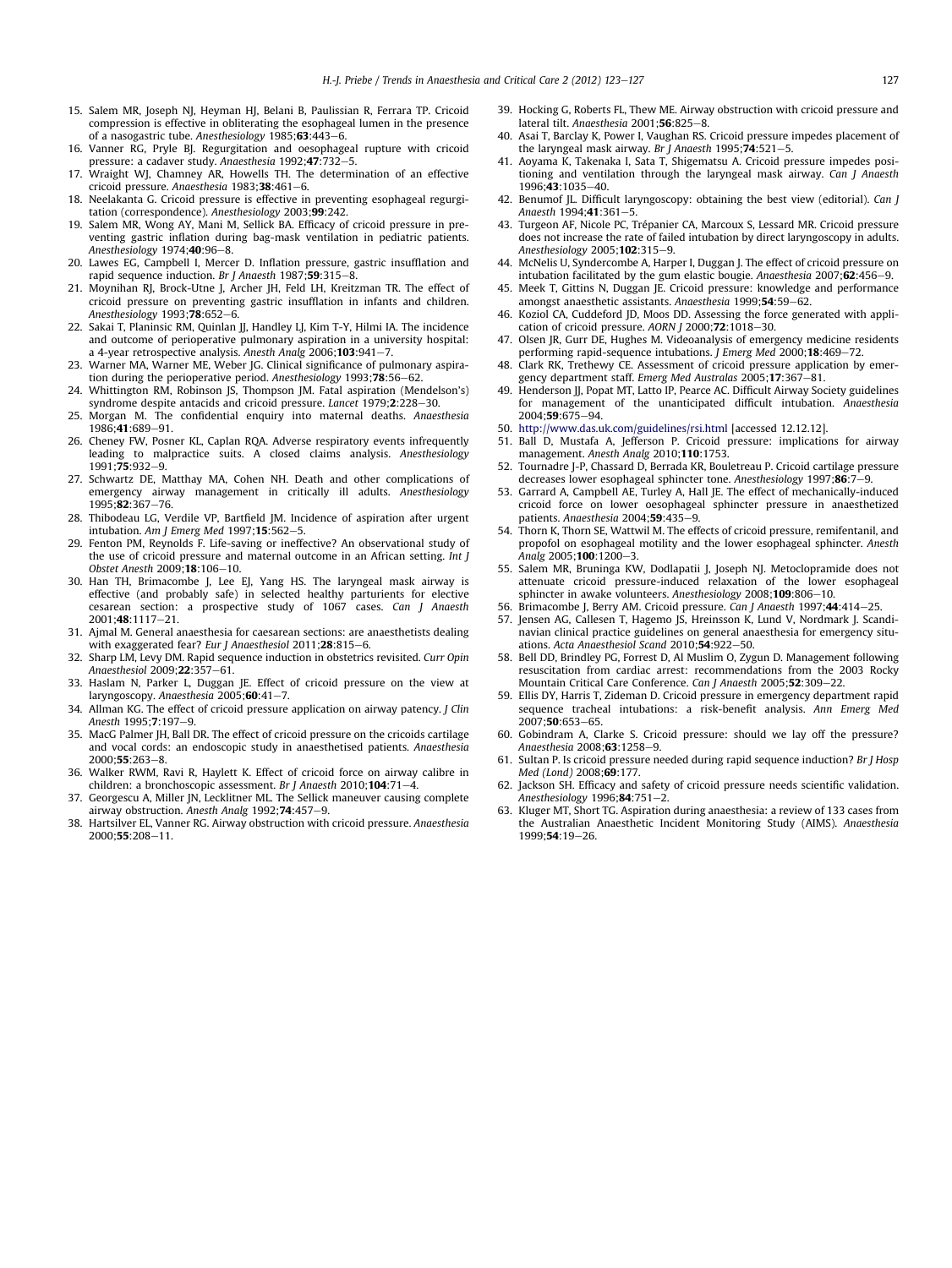15. Salem MR, Joseph NJ, Heyman HJ, Belani B, Paulissian R, Ferrara TP. Cricoid compression is effective in obliterating the esophageal lumen in the presence of a nasogastric tube. *Anesthesiology* 1985;**63**:443–6.
16. Vanner RG, Pryle BJ. Regurgitation and oesophageal rupture with cricoid pressure: a cadaver study. *Anaesthesia* 1992;**47**:732–5.
17. Wraight WJ, Chamney AR, Howells TH. The determination of an effective cricoid pressure. *Anaesthesia* 1983;**38**:461–6.
18. Neelakanta G. Cricoid pressure is effective in preventing esophageal regurgitation (correspondence). *Anesthesiology* 2003;**99**:242.
19. Salem MR, Wong AY, Mani M, Sellick BA. Efficacy of cricoid pressure in preventing gastric inflation during bag-mask ventilation in pediatric patients. *Anesthesiology* 1974;**40**:96–8.
20. Lawes EG, Campbell I, Mercer D. Inflation pressure, gastric insufflation and rapid sequence induction. *Br J Anaesth* 1987;**59**:315–8.
21. Moynihan RJ, Brock-Utne J, Archer JH, Feld LH, Kreitzman TR. The effect of cricoid pressure on preventing gastric insufflation in infants and children. *Anesthesiology* 1993;**78**:652–6.
22. Sakai T, Planinsic RM, Quinlan JJ, Handley LJ, Kim T-Y, Hilmi IA. The incidence and outcome of perioperative pulmonary aspiration in a university hospital: a 4-year retrospective analysis. *Anesth Analg* 2006;**103**:941–7.
23. Warner MA, Warner ME, Weber JG. Clinical significance of pulmonary aspiration during the perioperative period. *Anesthesiology* 1993;**78**:56–62.
24. Whittington RM, Robinson JS, Thompson JM. Fatal aspiration (Mendelson's) syndrome despite antacids and cricoid pressure. *Lancet* 1979;**2**:228–30.
25. Morgan M. The confidential enquiry into maternal deaths. *Anaesthesia* 1986;**41**:689–91.
26. Cheney FW, Posner KL, Caplan RQA. Adverse respiratory events infrequently leading to malpractice suits. A closed claims analysis. *Anesthesiology* 1991;**75**:932–9.
27. Schwartz DE, Matthay MA, Cohen NH. Death and other complications of emergency airway management in critically ill adults. *Anesthesiology* 1995;**82**:367–76.
28. Thibodeau LG, Verdile VP, Bartfield JM. Incidence of aspiration after urgent intubation. *Am J Emerg Med* 1997;**15**:562–5.
29. Fenton PM, Reynolds F. Life-saving or ineffective? An observational study of the use of cricoid pressure and maternal outcome in an African setting. *Int J Obstet Anesth* 2009;**18**:106–10.
30. Han TH, Brimacombe J, Lee EJ, Yang HS. The laryngeal mask airway is effective (and probably safe) in selected healthy parturients for elective cesarean section: a prospective study of 1067 cases. *Can J Anaesth* 2001;**48**:1117–21.
31. Ajmal M. General anaesthesia for caesarean sections: are anaesthetists dealing with exaggerated fear? *Eur J Anaesthesiol* 2011;**28**:815–6.
32. Sharp LM, Levy DM. Rapid sequence induction in obstetrics revisited. *Curr Opin Anaesthesiol* 2009;**22**:357–61.
33. Haslam N, Parker L, Duggan JE. Effect of cricoid pressure on the view at laryngoscopy. *Anaesthesia* 2005;**60**:41–7.
34. Allman KG. The effect of cricoid pressure application on airway patency. *J Clin Anesth* 1995;**7**:197–9.
35. MacG Palmer JH, Ball DR. The effect of cricoid pressure on the cricoids cartilage and vocal cords: an endoscopic study in anaesthetised patients. *Anaesthesia* 2000;**55**:263–8.
36. Walker RWM, Ravi R, Haylett K. Effect of cricoid force on airway calibre in children: a bronchoscopic assessment. *Br J Anaesth* 2010;**104**:71–4.
37. Georgescu A, Miller JN, Lecklitner ML. The Sellick maneuver causing complete airway obstruction. *Anesth Analg* 1992;**74**:457–9.
38. Hartsilver EL, Vanner RG. Airway obstruction with cricoid pressure. *Anaesthesia* 2000;**55**:208–11.
39. Hocking G, Roberts FL, Thew ME. Airway obstruction with cricoid pressure and lateral tilt. *Anaesthesia* 2001;**56**:825–8.
40. Asai T, Barclay K, Power I, Vaughan RS. Cricoid pressure impedes placement of the laryngeal mask airway. *Br J Anaesth* 1995;**74**:521–5.
41. Aoyama K, Takenaka I, Sata T, Shigematsu A. Cricoid pressure impedes positioning and ventilation through the laryngeal mask airway. *Can J Anaesth* 1996;**43**:1035–40.
42. Benumof JL. Difficult laryngoscopy: obtaining the best view (editorial). *Can J Anaesth* 1994;**41**:361–5.
43. Turgeon AF, Nicole PC, Trépanier CA, Marcoux S, Lessard MR. Cricoid pressure does not increase the rate of failed intubation by direct laryngoscopy in adults. *Anesthesiology* 2005;**102**:315–9.
44. McNelis U, Syndercombe A, Harper I, Duggan J. The effect of cricoid pressure on intubation facilitated by the gum elastic bougie. *Anaesthesia* 2007;**62**:456–9.
45. Meek T, Gittins N, Duggan JE. Cricoid pressure: knowledge and performance amongst anaesthetic assistants. *Anaesthesia* 1999;**54**:59–62.
46. Koziol CA, Cuddeford JD, Moos DD. Assessing the force generated with application of cricoid pressure. *AORN J* 2000;**72**:1018–30.
47. Olsen JR, Gurr DE, Hughes M. Videoanalysis of emergency medicine residents performing rapid-sequence intubations. *J Emerg Med* 2000;**18**:469–72.
48. Clark RK, Trethewy CE. Assessment of cricoid pressure application by emergency department staff. *Emerg Med Australas* 2005;**17**:367–81.
49. Henderson JJ, Popat MT, Latto IP, Pearce AC. Difficult Airway Society guidelines for management of the unanticipated difficult intubation. *Anaesthesia* 2004;**59**:675–94.
50. http://www.das.uk.com/guidelines/rsi.html [accessed 12.12.12].
51. Ball D, Mustafa A, Jefferson P. Cricoid pressure: implications for airway management. *Anesth Analg* 2010;**110**:1753.
52. Tournadre J-P, Chassard D, Berrada KR, Bouletreau P. Cricoid cartilage pressure decreases lower esophageal sphincter tone. *Anesthesiology* 1997;**86**:7–9.
53. Garrard A, Campbell AE, Turley A, Hall JE. The effect of mechanically-induced cricoid force on lower oesophageal sphincter pressure in anaesthetized patients. *Anaesthesia* 2004;**59**:435–9.
54. Thorn K, Thorn SE, Wattwil M. The effects of cricoid pressure, remifentanil, and propofol on esophageal motility and the lower esophageal sphincter. *Anesth Analg* 2005;**100**:1200–3.
55. Salem MR, Bruninga KW, Dodlapatii J, Joseph NJ. Metoclopramide does not attenuate cricoid pressure-induced relaxation of the lower esophageal sphincter in awake volunteers. *Anesthesiology* 2008;**109**:806–10.
56. Brimacombe J, Berry AM. Cricoid pressure. *Can J Anaesth* 1997;**44**:414–25.
57. Jensen AG, Callesen T, Hagemo JS, Hreinsson K, Lund V, Nordmark J. Scandinavian clinical practice guidelines on general anaesthesia for emergency situations. *Acta Anaesthesiol Scand* 2010;**54**:922–50.
58. Bell DD, Brindley PG, Forrest D, Al Muslim O, Zygun D. Management following resuscitation from cardiac arrest: recommendations from the 2003 Rocky Mountain Critical Care Conference. *Can J Anaesth* 2005;**52**:309–22.
59. Ellis DY, Harris T, Zideman D. Cricoid pressure in emergency department rapid sequence tracheal intubations: a risk-benefit analysis. *Ann Emerg Med* 2007;**50**:653–65.
60. Gobindram A, Clarke S. Cricoid pressure: should we lay off the pressure? *Anaesthesia* 2008;**63**:1258–9.
61. Sultan P. Is cricoid pressure needed during rapid sequence induction? *Br J Hosp Med (Lond)* 2008;**69**:177.
62. Jackson SH. Efficacy and safety of cricoid pressure needs scientific validation. *Anesthesiology* 1996;**84**:751–2.
63. Kluger MT, Short TG. Aspiration during anaesthesia: a review of 133 cases from the Australian Anaesthetic Incident Monitoring Study (AIMS). *Anaesthesia* 1999;**54**:19–26.